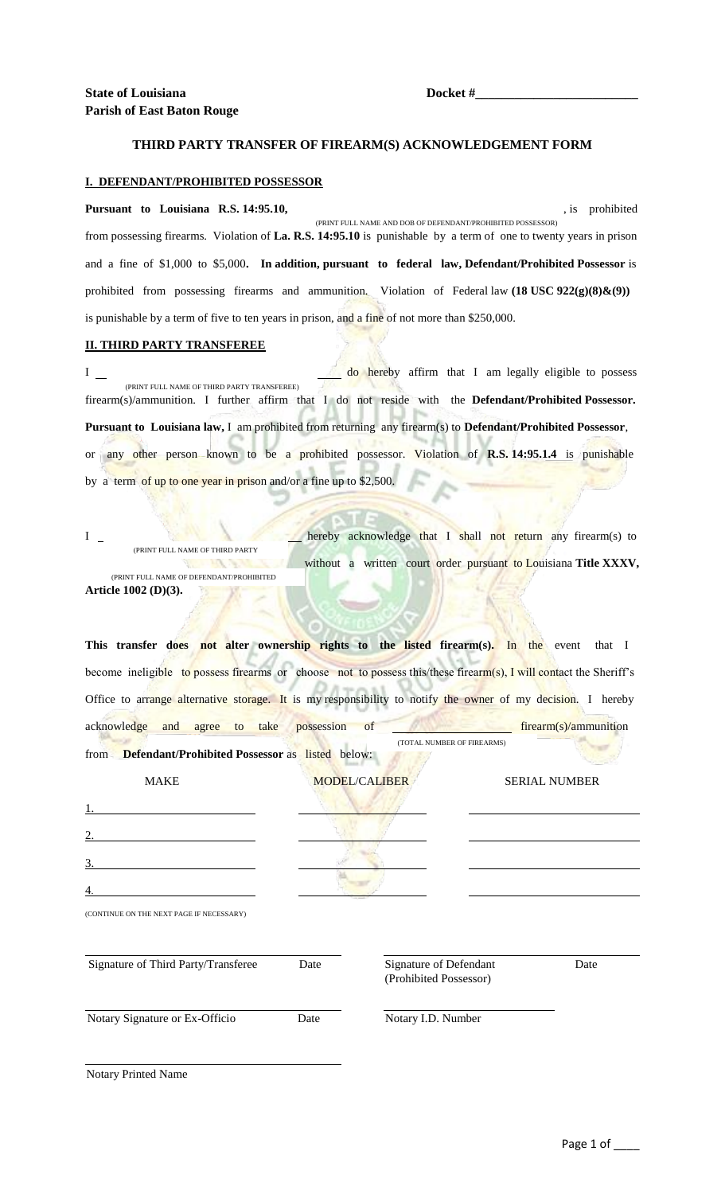**State of Louisiana** **Docket #_________________________**
**Parish of East Baton Rouge**

## THIRD PARTY TRANSFER OF FIREARM(S) ACKNOWLEDGEMENT FORM

### I. DEFENDANT/PROHIBITED POSSESSOR

**Pursuant to Louisiana R.S. 14:95.10,** ______________________________, is prohibited
(PRINT FULL NAME AND DOB OF DEFENDANT/PROHIBITED POSSESSOR)
from possessing firearms. Violation of **La. R.S. 14:95.10** is punishable by a term of one to twenty years in prison and a fine of $1,000 to $5,000**. In addition, pursuant to federal law, Defendant/Prohibited Possessor** is prohibited from possessing firearms and ammunition. Violation of Federal law **(18 USC 922(g)(8)&(9))** is punishable by a term of five to ten years in prison, and a fine of not more than $250,000.

### II. THIRD PARTY TRANSFEREE

I ______________________________ do hereby affirm that I am legally eligible to possess
(PRINT FULL NAME OF THIRD PARTY TRANSFEREE)
firearm(s)/ammunition. I further affirm that I do not reside with the **Defendant/Prohibited Possessor. Pursuant to Louisiana law,** I am prohibited from returning any firearm(s) to **Defendant/Prohibited Possessor**, or any other person known to be a prohibited possessor. Violation of **R.S. 14:95.1.4** is punishable by a term of up to one year in prison and/or a fine up to $2,500.

I ______________________________ hereby acknowledge that I shall not return any firearm(s) to
(PRINT FULL NAME OF THIRD PARTY
______________________________ without a written court order pursuant to Louisiana **Title XXXV,**
(PRINT FULL NAME OF DEFENDANT/PROHIBITED
**Article 1002 (D)(3).**

**This transfer does not alter ownership rights to the listed firearm(s).** In the event that I become ineligible to possess firearms or choose not to possess this/these firearm(s), I will contact the Sheriff's Office to arrange alternative storage. It is my responsibility to notify the owner of my decision. I hereby acknowledge and agree to take possession of ____________ firearm(s)/ammunition
(TOTAL NUMBER OF FIREARMS)
from **Defendant/Prohibited Possessor** as listed below:

| MAKE | MODEL/CALIBER | SERIAL NUMBER |
|---|---|---|
| 1. | | |
| 2. | | |
| 3. | | |
| 4. | | |

(CONTINUE ON THE NEXT PAGE IF NECESSARY)

| | | | |
|---|---|---|---|
| Signature of Third Party/Transferee | Date | Signature of Defendant (Prohibited Possessor) | Date |
| Notary Signature or Ex-Officio | Date | Notary I.D. Number | |
| Notary Printed Name | | | |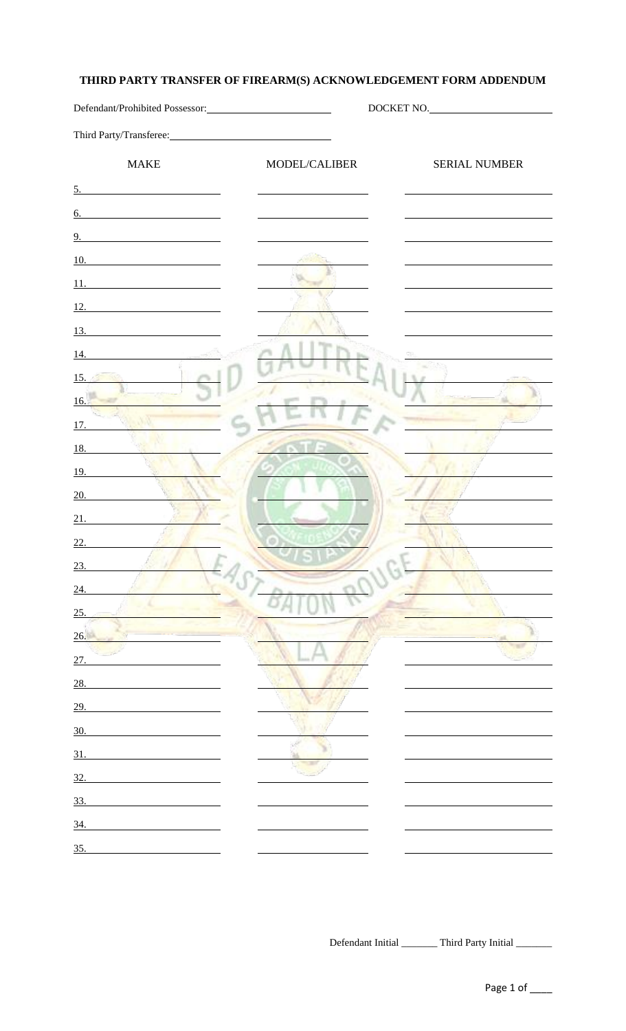# THIRD PARTY TRANSFER OF FIREARM(S) ACKNOWLEDGEMENT FORM ADDENDUM

Defendant/Prohibited Possessor:\_\_\_\_\_\_\_\_\_\_\_\_\_\_\_\_\_\_\_\_\_\_\_\_ DOCKET NO.\_\_\_\_\_\_\_\_\_\_\_\_\_\_\_\_\_\_\_\_\_\_\_\_

Third Party/Transferee:\_\_\_\_\_\_\_\_\_\_\_\_\_\_\_\_\_\_\_\_\_\_\_\_\_\_\_\_\_\_

| MAKE | MODEL/CALIBER | SERIAL NUMBER |
|---|---|---|
| 5. | | |
| 6. | | |
| 9. | | |
| 10. | | |
| 11. | | |
| 12. | | |
| 13. | | |
| 14. | | |
| 15. | | |
| 16. | | |
| 17. | | |
| 18. | | |
| 19. | | |
| 20. | | |
| 21. | | |
| 22. | | |
| 23. | | |
| 24. | | |
| 25. | | |
| 26. | | |
| 27. | | |
| 28. | | |
| 29. | | |
| 30. | | |
| 31. | | |
| 32. | | |
| 33. | | |
| 34. | | |
| 35. | | |

Defendant Initial \_\_\_\_\_\_\_ Third Party Initial \_\_\_\_\_\_\_